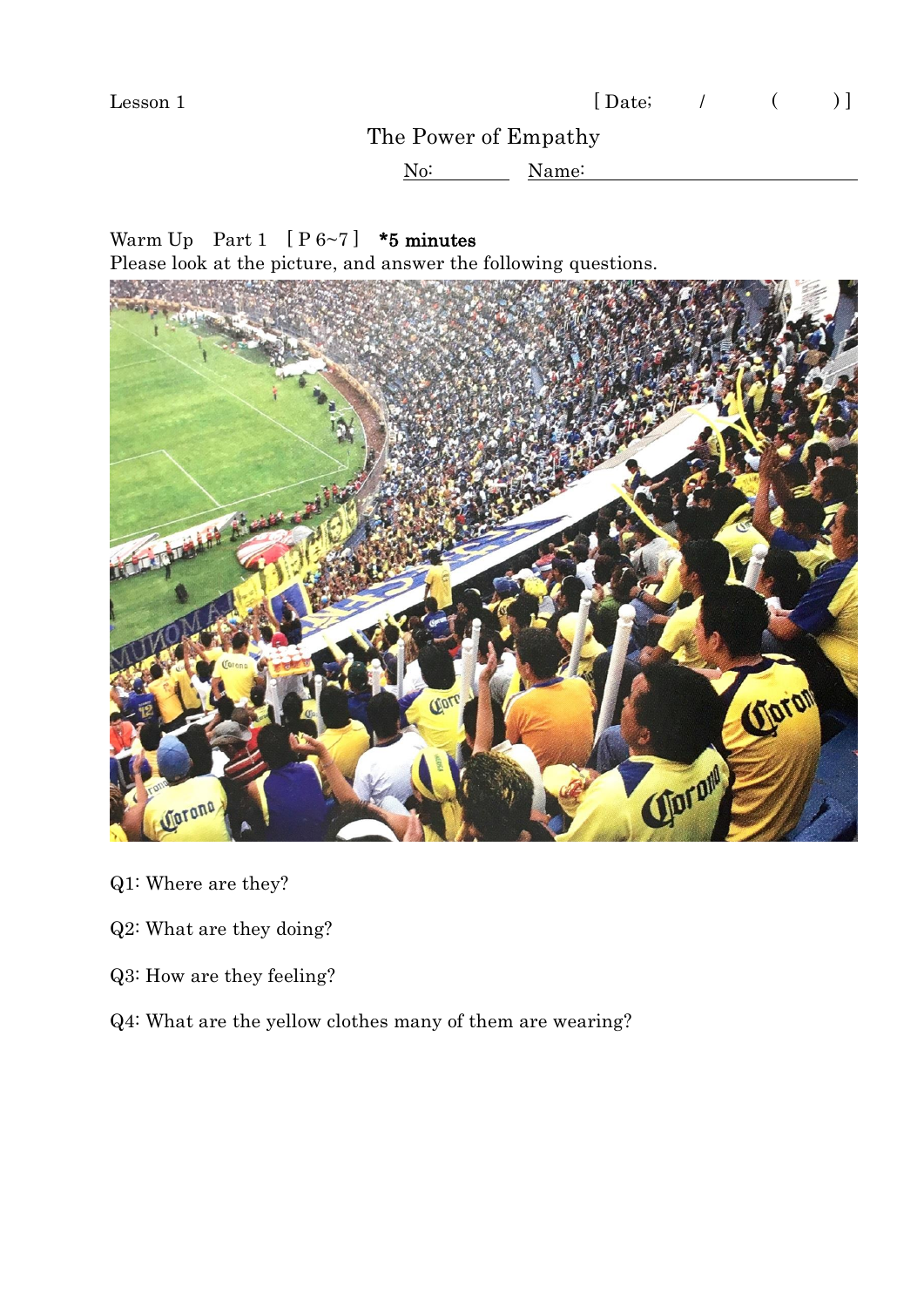Lesson 1 [ Date; / ( ) ]

# The Power of Empathy

No: Name:

Warm Up Part 1 [ P 6~7 ] **\*5 minutes**

Please look at the picture, and answer the following questions.

Q1: Where are they?

Q2: What are they doing?

Q3: How are they feeling?

Q4: What are the yellow clothes many of them are wearing?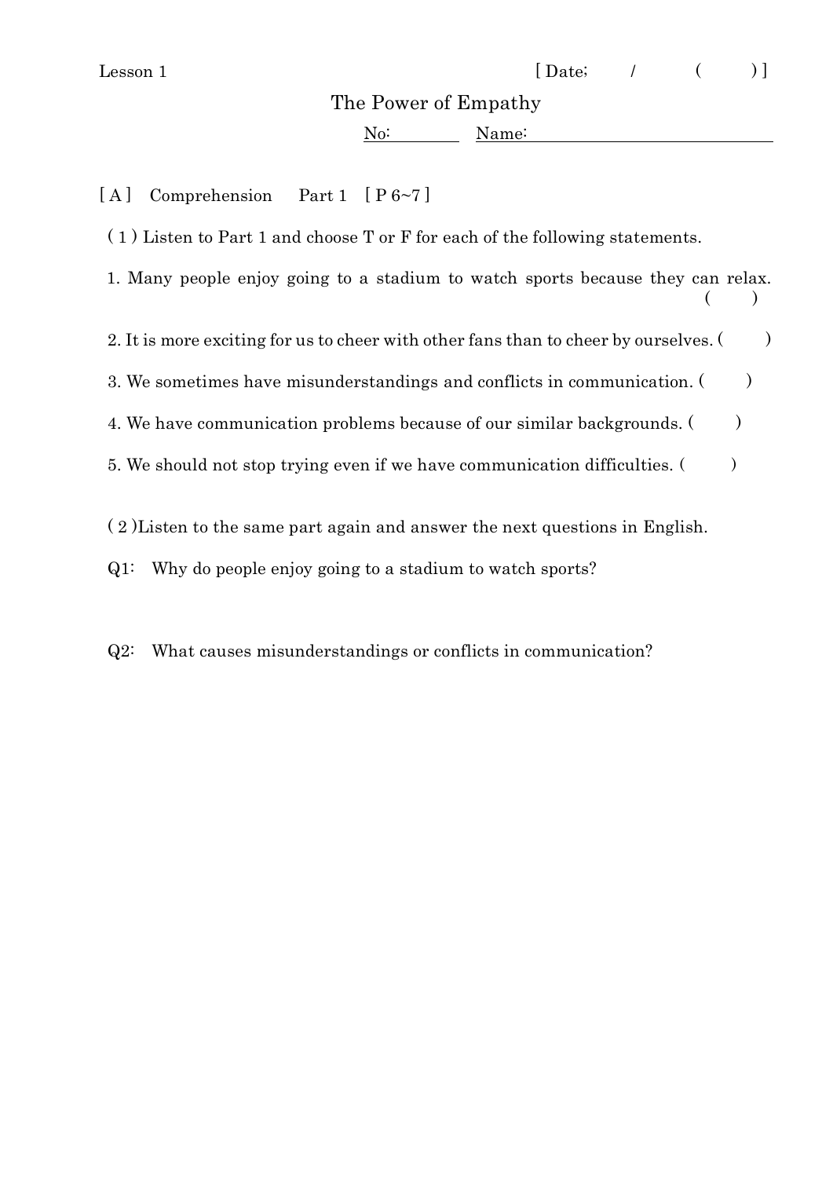Lesson 1 [ Date; / ( ) ]

# The Power of Empathy

No: ________ Name: ______________________________

## [ A ] Comprehension Part 1 [ P 6~7 ]

( 1 ) Listen to Part 1 and choose T or F for each of the following statements.

1. Many people enjoy going to a stadium to watch sports because they can relax. ( )
2. It is more exciting for us to cheer with other fans than to cheer by ourselves. ( )
3. We sometimes have misunderstandings and conflicts in communication. ( )
4. We have communication problems because of our similar backgrounds. ( )
5. We should not stop trying even if we have communication difficulties. ( )

( 2 )Listen to the same part again and answer the next questions in English.

Q1: Why do people enjoy going to a stadium to watch sports?

Q2: What causes misunderstandings or conflicts in communication?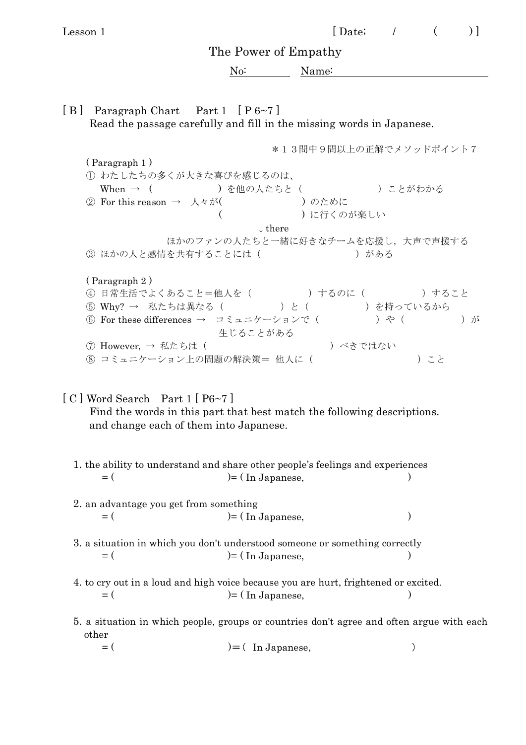Lesson 1 [ Date; / ( ) ]

# The Power of Empathy

No: Name:

## [ B ] Paragraph Chart Part 1 [ P 6~7 ]

Read the passage carefully and fill in the missing words in Japanese.

＊１３問中９問以上の正解でメソッドポイント７

( Paragraph 1 )

① わたしたちの多くが大きな喜びを感じるのは、
   When → ( ) を他の人たちと ( ) ことがわかる

② For this reason → 人々が( ) のために
   ( ) に行くのが楽しい
   ↓there
   ほかのファンの人たちと一緒に好きなチームを応援し，大声で声援する

③ ほかの人と感情を共有することには ( ) がある

( Paragraph 2 )

④ 日常生活でよくあること＝他人を ( ) するのに ( ) すること

⑤ Why? → 私たちは異なる ( ) と ( ) を持っているから

⑥ For these differences → コミュニケーションで ( ) や ( ) が生じることがある

⑦ However, → 私たちは ( ) べきではない

⑧ コミュニケーション上の問題の解決策＝ 他人に ( ) こと

## [ C ] Word Search Part 1 [ P6~7 ]

Find the words in this part that best match the following descriptions.
and change each of them into Japanese.

1. the ability to understand and share other people's feelings and experiences
   = ( )= ( In Japanese, )

2. an advantage you get from something
   = ( )= ( In Japanese, )

3. a situation in which you don't understood someone or something correctly
   = ( )= ( In Japanese, )

4. to cry out in a loud and high voice because you are hurt, frightened or excited.
   = ( )= ( In Japanese, )

5. a situation in which people, groups or countries don't agree and often argue with each other
   = ( )＝( In Japanese, )